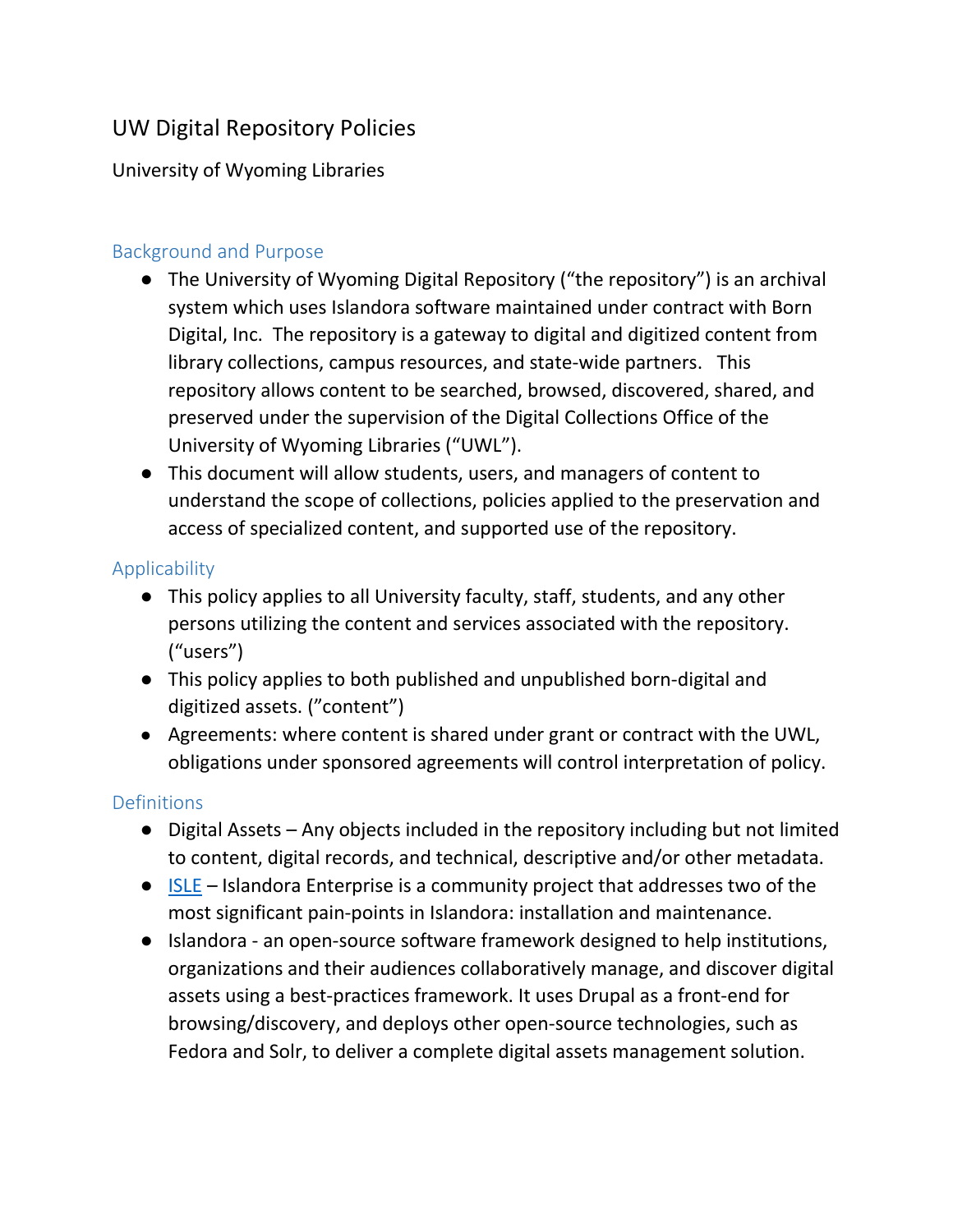# UW Digital Repository Policies

University of Wyoming Libraries

## Background and Purpose

- The University of Wyoming Digital Repository ("the repository") is an archival system which uses Islandora software maintained under contract with Born Digital, Inc. The repository is a gateway to digital and digitized content from library collections, campus resources, and state-wide partners. This repository allows content to be searched, browsed, discovered, shared, and preserved under the supervision of the Digital Collections Office of the University of Wyoming Libraries ("UWL").
- This document will allow students, users, and managers of content to understand the scope of collections, policies applied to the preservation and access of specialized content, and supported use of the repository.

## Applicability

- This policy applies to all University faculty, staff, students, and any other persons utilizing the content and services associated with the repository. ("users")
- This policy applies to both published and unpublished born-digital and digitized assets. ("content")
- Agreements: where content is shared under grant or contract with the UWL, obligations under sponsored agreements will control interpretation of policy.

## Definitions

- Digital Assets – Any objects included in the repository including but not limited to content, digital records, and technical, descriptive and/or other metadata.
- ISLE – Islandora Enterprise is a community project that addresses two of the most significant pain-points in Islandora: installation and maintenance.
- Islandora - an open-source software framework designed to help institutions, organizations and their audiences collaboratively manage, and discover digital assets using a best-practices framework. It uses Drupal as a front-end for browsing/discovery, and deploys other open-source technologies, such as Fedora and Solr, to deliver a complete digital assets management solution.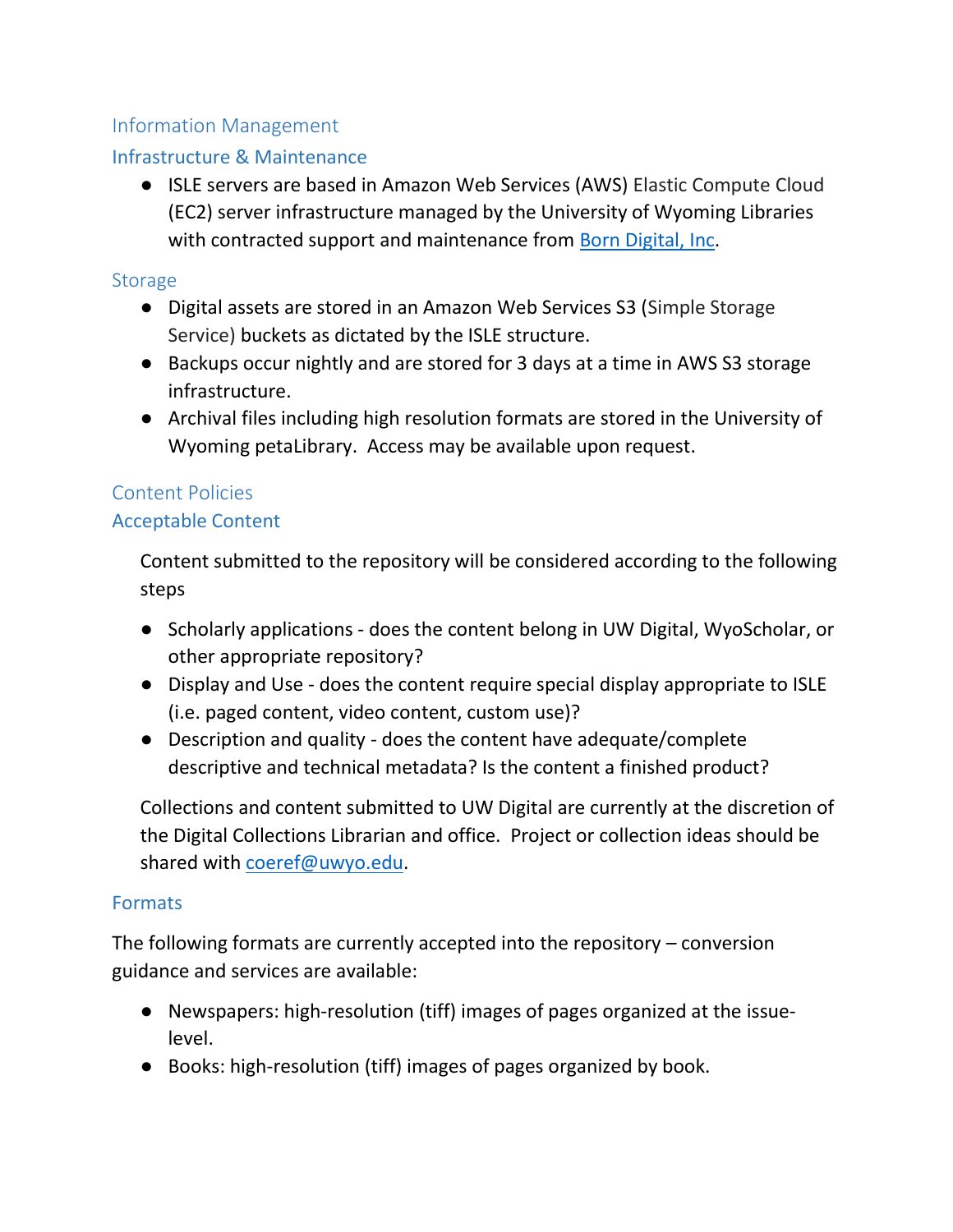## Information Management

### Infrastructure & Maintenance

- ISLE servers are based in Amazon Web Services (AWS) Elastic Compute Cloud (EC2) server infrastructure managed by the University of Wyoming Libraries with contracted support and maintenance from [Born Digital, Inc](#).

### Storage

- Digital assets are stored in an Amazon Web Services S3 (Simple Storage Service) buckets as dictated by the ISLE structure.
- Backups occur nightly and are stored for 3 days at a time in AWS S3 storage infrastructure.
- Archival files including high resolution formats are stored in the University of Wyoming petaLibrary. Access may be available upon request.

## Content Policies

### Acceptable Content

Content submitted to the repository will be considered according to the following steps

- Scholarly applications - does the content belong in UW Digital, WyoScholar, or other appropriate repository?
- Display and Use - does the content require special display appropriate to ISLE (i.e. paged content, video content, custom use)?
- Description and quality - does the content have adequate/complete descriptive and technical metadata? Is the content a finished product?

Collections and content submitted to UW Digital are currently at the discretion of the Digital Collections Librarian and office. Project or collection ideas should be shared with coeref@uwyo.edu.

### Formats

The following formats are currently accepted into the repository – conversion guidance and services are available:

- Newspapers: high-resolution (tiff) images of pages organized at the issue-level.
- Books: high-resolution (tiff) images of pages organized by book.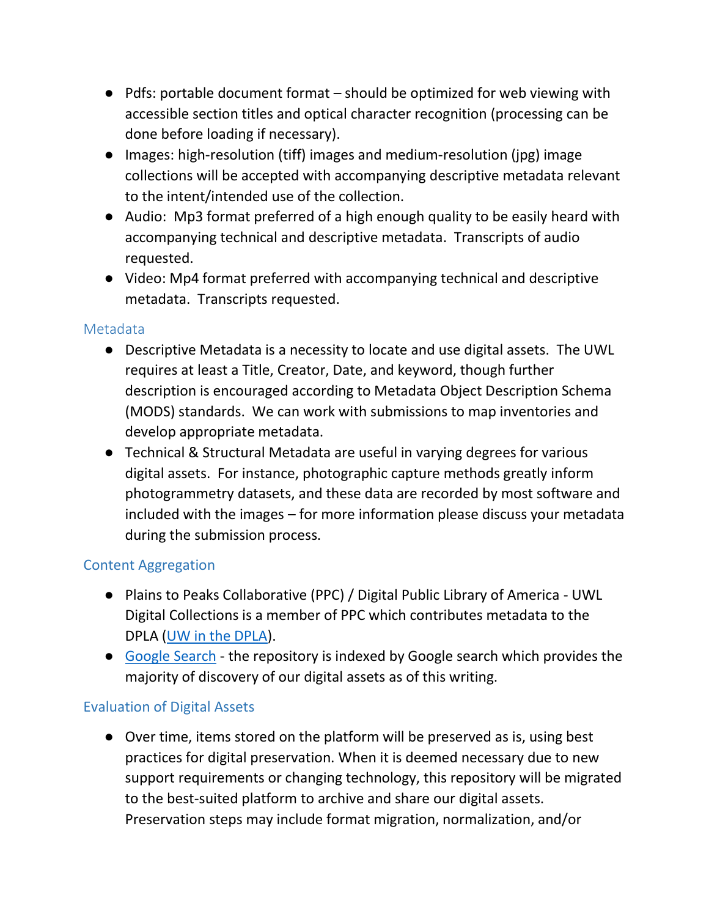- Pdfs: portable document format – should be optimized for web viewing with accessible section titles and optical character recognition (processing can be done before loading if necessary).
- Images: high-resolution (tiff) images and medium-resolution (jpg) image collections will be accepted with accompanying descriptive metadata relevant to the intent/intended use of the collection.
- Audio: Mp3 format preferred of a high enough quality to be easily heard with accompanying technical and descriptive metadata. Transcripts of audio requested.
- Video: Mp4 format preferred with accompanying technical and descriptive metadata. Transcripts requested.

### Metadata

- Descriptive Metadata is a necessity to locate and use digital assets. The UWL requires at least a Title, Creator, Date, and keyword, though further description is encouraged according to Metadata Object Description Schema (MODS) standards. We can work with submissions to map inventories and develop appropriate metadata.
- Technical & Structural Metadata are useful in varying degrees for various digital assets. For instance, photographic capture methods greatly inform photogrammetry datasets, and these data are recorded by most software and included with the images – for more information please discuss your metadata during the submission process.

### Content Aggregation

- Plains to Peaks Collaborative (PPC) / Digital Public Library of America - UWL Digital Collections is a member of PPC which contributes metadata to the DPLA (UW in the DPLA).
- Google Search - the repository is indexed by Google search which provides the majority of discovery of our digital assets as of this writing.

### Evaluation of Digital Assets

- Over time, items stored on the platform will be preserved as is, using best practices for digital preservation. When it is deemed necessary due to new support requirements or changing technology, this repository will be migrated to the best-suited platform to archive and share our digital assets. Preservation steps may include format migration, normalization, and/or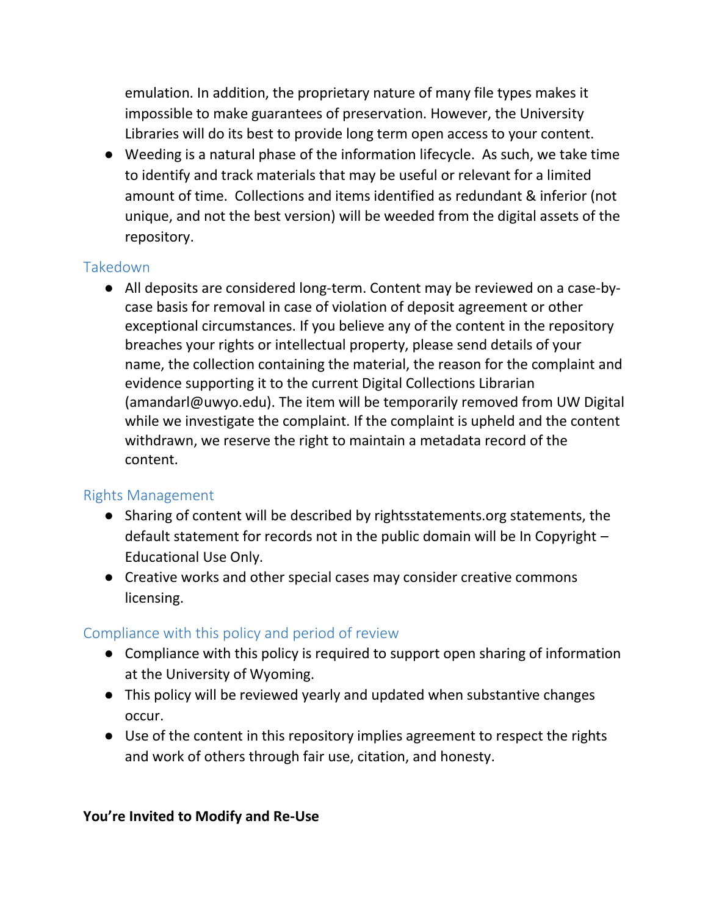emulation. In addition, the proprietary nature of many file types makes it impossible to make guarantees of preservation. However, the University Libraries will do its best to provide long term open access to your content.

- Weeding is a natural phase of the information lifecycle. As such, we take time to identify and track materials that may be useful or relevant for a limited amount of time. Collections and items identified as redundant & inferior (not unique, and not the best version) will be weeded from the digital assets of the repository.

### Takedown

- All deposits are considered long-term. Content may be reviewed on a case-by-case basis for removal in case of violation of deposit agreement or other exceptional circumstances. If you believe any of the content in the repository breaches your rights or intellectual property, please send details of your name, the collection containing the material, the reason for the complaint and evidence supporting it to the current Digital Collections Librarian (amandarl@uwyo.edu). The item will be temporarily removed from UW Digital while we investigate the complaint. If the complaint is upheld and the content withdrawn, we reserve the right to maintain a metadata record of the content.

### Rights Management

- Sharing of content will be described by rightsstatements.org statements, the default statement for records not in the public domain will be In Copyright – Educational Use Only.
- Creative works and other special cases may consider creative commons licensing.

### Compliance with this policy and period of review

- Compliance with this policy is required to support open sharing of information at the University of Wyoming.
- This policy will be reviewed yearly and updated when substantive changes occur.
- Use of the content in this repository implies agreement to respect the rights and work of others through fair use, citation, and honesty.

**You're Invited to Modify and Re-Use**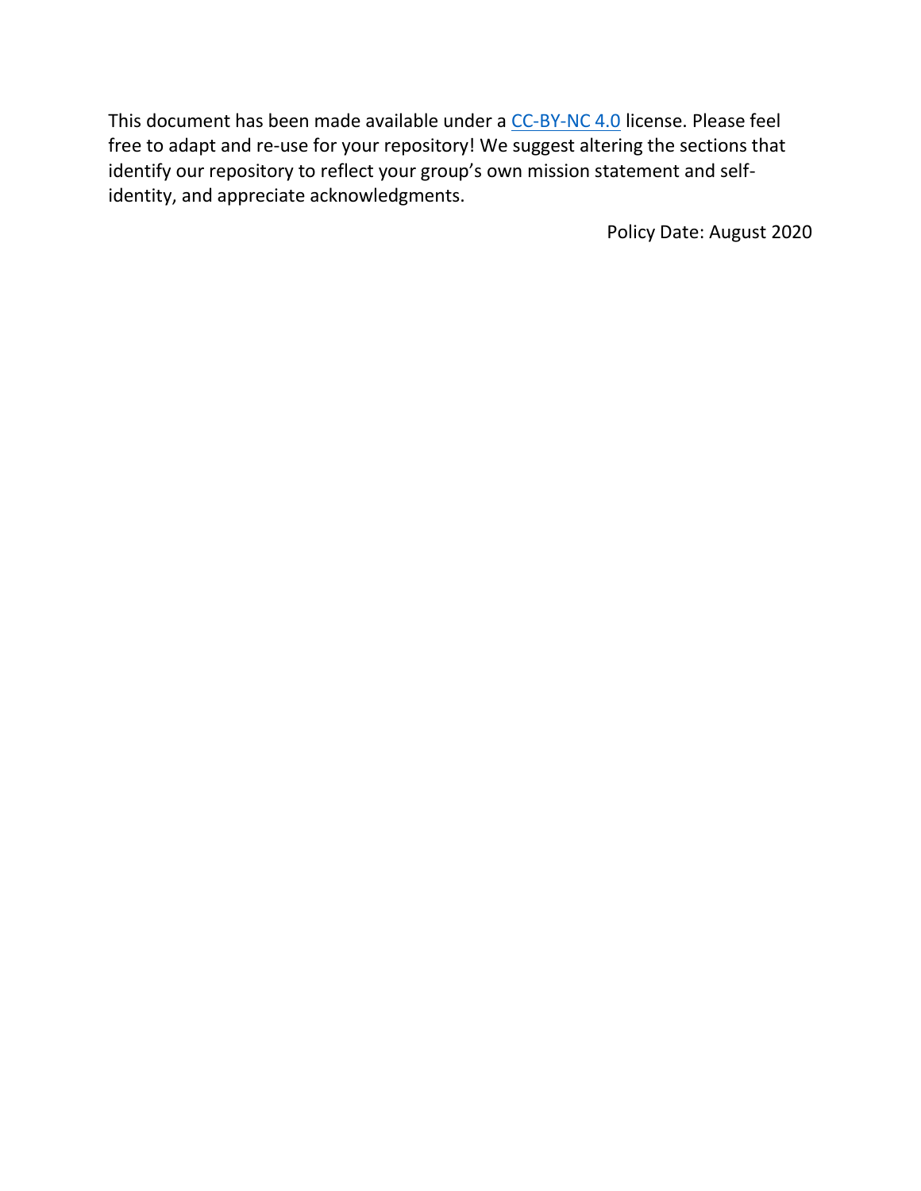This document has been made available under a [CC-BY-NC 4.0](https://creativecommons.org/licenses/by-nc/4.0/) license. Please feel free to adapt and re-use for your repository! We suggest altering the sections that identify our repository to reflect your group's own mission statement and self-identity, and appreciate acknowledgments.

Policy Date: August 2020